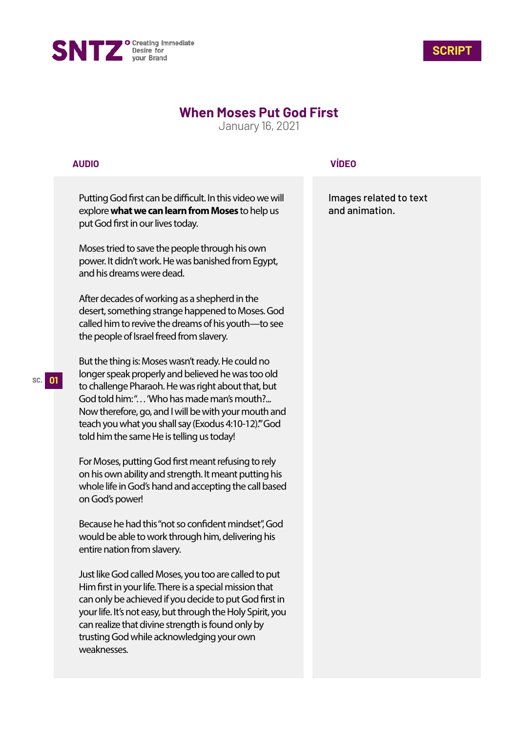SNTZ Creating Immediate Desire for your Brand

**SCRIPT**

# When Moses Put God First

January 16, 2021

| AUDIO | VÍDEO |
|---|---|
| SC. 01 | |
| Putting God first can be difficult. In this video we will explore **what we can learn from Moses** to help us put God first in our lives today.<br><br>Moses tried to save the people through his own power. It didn't work. He was banished from Egypt, and his dreams were dead.<br><br>After decades of working as a shepherd in the desert, something strange happened to Moses. God called him to revive the dreams of his youth—to see the people of Israel freed from slavery.<br><br>But the thing is: Moses wasn't ready. He could no longer speak properly and believed he was too old to challenge Pharaoh. He was right about that, but God told him: ". . . 'Who has made man's mouth?... Now therefore, go, and I will be with your mouth and teach you what you shall say (Exodus 4:10-12)." God told him the same He is telling us today!<br><br>For Moses, putting God first meant refusing to rely on his own ability and strength. It meant putting his whole life in God's hand and accepting the call based on God's power!<br><br>Because he had this "not so confident mindset", God would be able to work through him, delivering his entire nation from slavery.<br><br>Just like God called Moses, you too are called to put Him first in your life. There is a special mission that can only be achieved if you decide to put God first in your life. It's not easy, but through the Holy Spirit, you can realize that divine strength is found only by trusting God while acknowledging your own weaknesses. | Images related to text and animation. |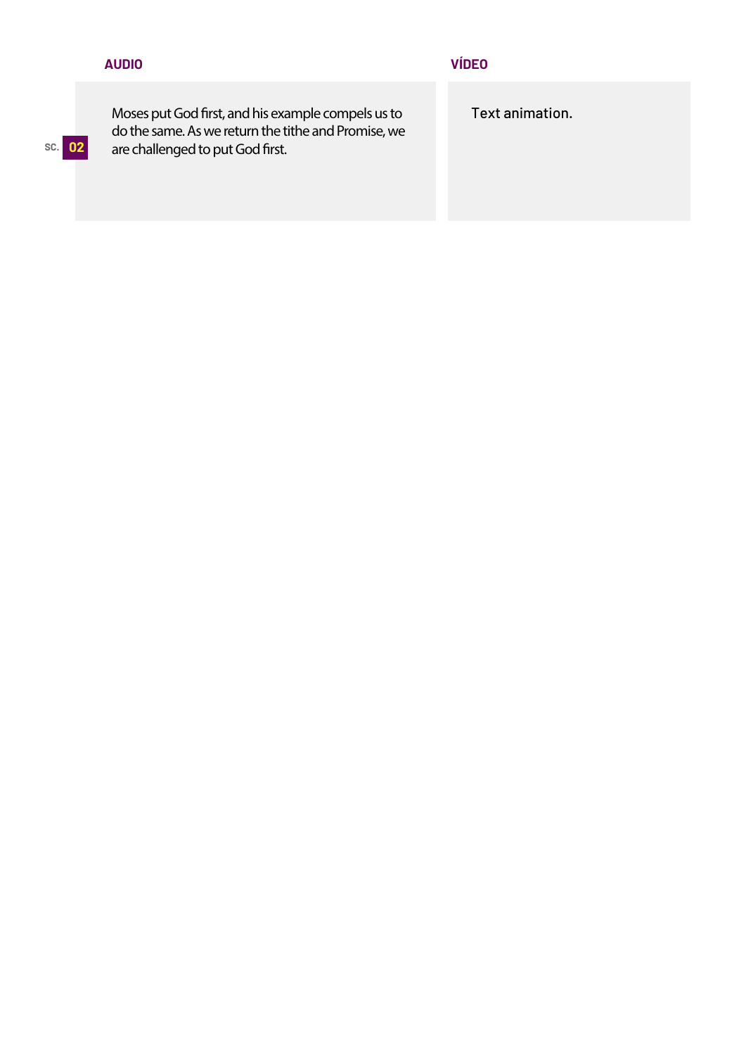| SC. | AUDIO | VÍDEO |
| --- | --- | --- |
| 02 | Moses put God first, and his example compels us to do the same. As we return the tithe and Promise, we are challenged to put God first. | Text animation. |